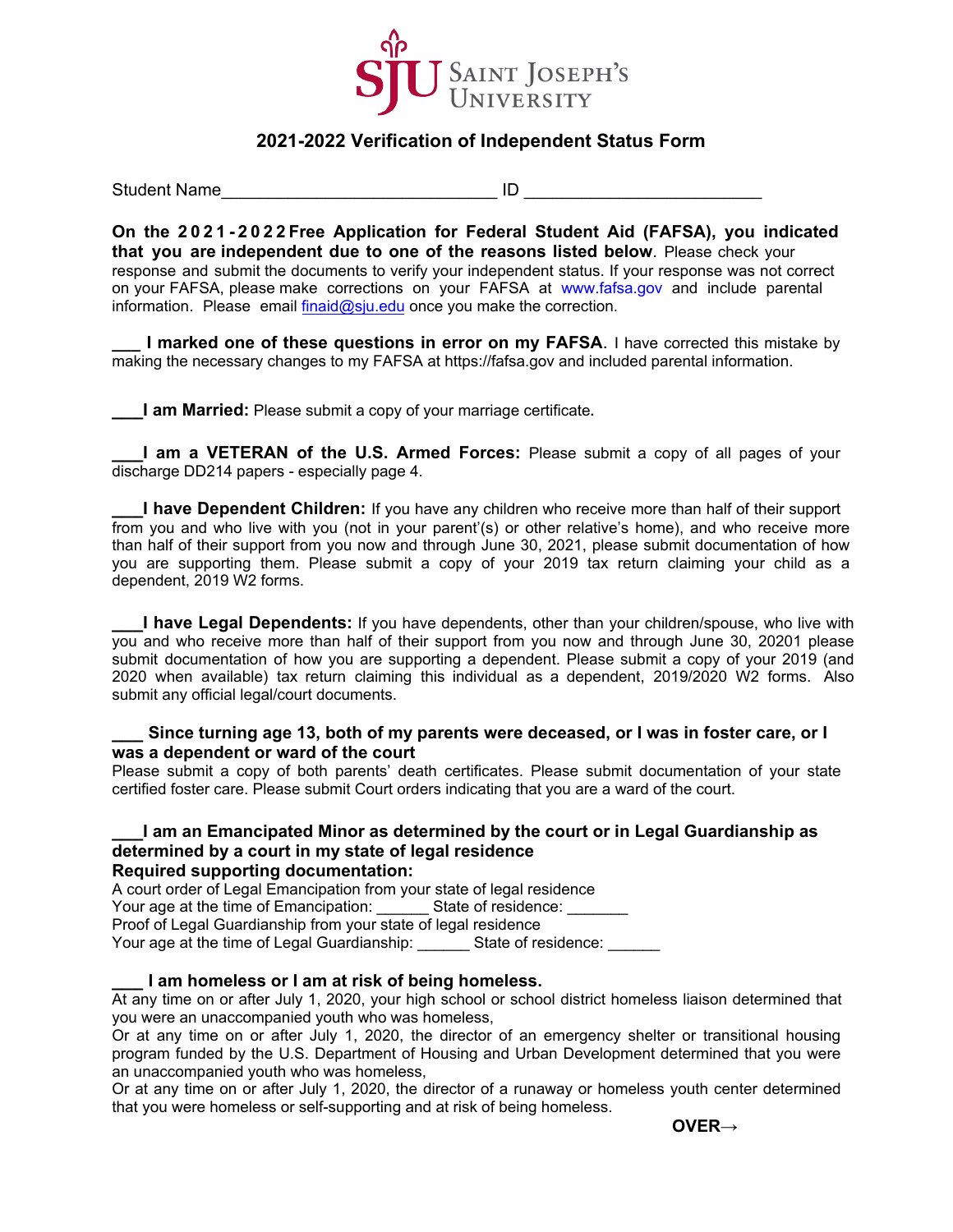SJU Saint Joseph's University

# 2021-2022 Verification of Independent Status Form

Student Name_____________________________ ID ________________________

**On the 2021-2022 Free Application for Federal Student Aid (FAFSA), you indicated that you are independent due to one of the reasons listed below**. Please check your response and submit the documents to verify your independent status. If your response was not correct on your FAFSA, please make corrections on your FAFSA at www.fafsa.gov and include parental information. Please email finaid@sju.edu once you make the correction.

___ **I marked one of these questions in error on my FAFSA**. I have corrected this mistake by making the necessary changes to my FAFSA at https://fafsa.gov and included parental information.

___**I am Married:** Please submit a copy of your marriage certificate.

___**I am a VETERAN of the U.S. Armed Forces:** Please submit a copy of all pages of your discharge DD214 papers - especially page 4.

___**I have Dependent Children:** If you have any children who receive more than half of their support from you and who live with you (not in your parent'(s) or other relative's home), and who receive more than half of their support from you now and through June 30, 2021, please submit documentation of how you are supporting them. Please submit a copy of your 2019 tax return claiming your child as a dependent, 2019 W2 forms.

___**I have Legal Dependents:** If you have dependents, other than your children/spouse, who live with you and who receive more than half of their support from you now and through June 30, 20201 please submit documentation of how you are supporting a dependent. Please submit a copy of your 2019 (and 2020 when available) tax return claiming this individual as a dependent, 2019/2020 W2 forms. Also submit any official legal/court documents.

___ **Since turning age 13, both of my parents were deceased, or I was in foster care, or I was a dependent or ward of the court**

Please submit a copy of both parents' death certificates. Please submit documentation of your state certified foster care. Please submit Court orders indicating that you are a ward of the court.

___**I am an Emancipated Minor as determined by the court or in Legal Guardianship as determined by a court in my state of legal residence**

**Required supporting documentation:**

A court order of Legal Emancipation from your state of legal residence
Your age at the time of Emancipation: ______ State of residence: _______
Proof of Legal Guardianship from your state of legal residence
Your age at the time of Legal Guardianship: ______ State of residence: ______

___ **I am homeless or I am at risk of being homeless.**

At any time on or after July 1, 2020, your high school or school district homeless liaison determined that you were an unaccompanied youth who was homeless,
Or at any time on or after July 1, 2020, the director of an emergency shelter or transitional housing program funded by the U.S. Department of Housing and Urban Development determined that you were an unaccompanied youth who was homeless,
Or at any time on or after July 1, 2020, the director of a runaway or homeless youth center determined that you were homeless or self-supporting and at risk of being homeless.

**OVER→**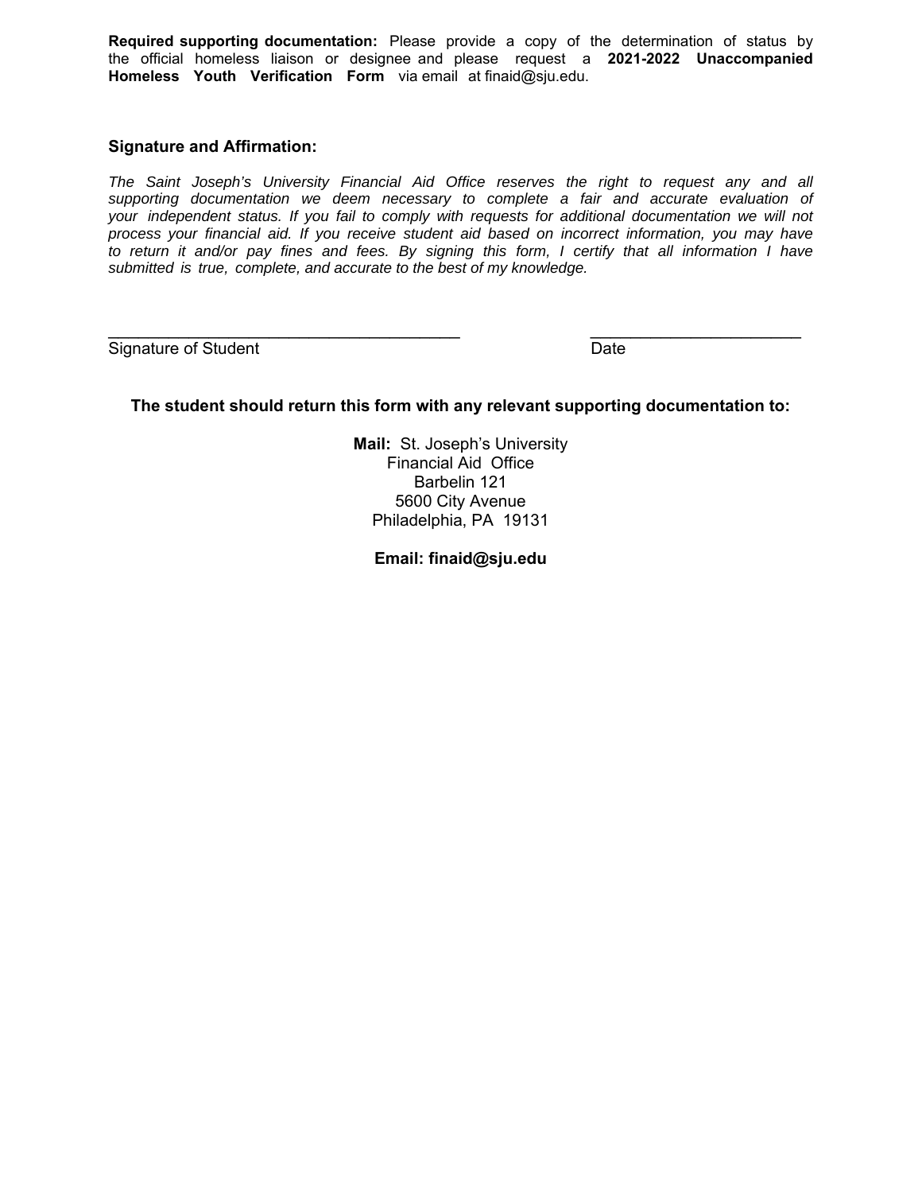**Required supporting documentation:** Please provide a copy of the determination of status by the official homeless liaison or designee and please request a **2021-2022 Unaccompanied Homeless Youth Verification Form** via email at finaid@sju.edu.

### Signature and Affirmation:

*The Saint Joseph's University Financial Aid Office reserves the right to request any and all supporting documentation we deem necessary to complete a fair and accurate evaluation of your independent status. If you fail to comply with requests for additional documentation we will not process your financial aid. If you receive student aid based on incorrect information, you may have to return it and/or pay fines and fees. By signing this form, I certify that all information I have submitted is true, complete, and accurate to the best of my knowledge.*

________________________________________ ________________________

Signature of Student Date

**The student should return this form with any relevant supporting documentation to:**

**Mail:** St. Joseph's University
Financial Aid Office
Barbelin 121
5600 City Avenue
Philadelphia, PA 19131

**Email: finaid@sju.edu**